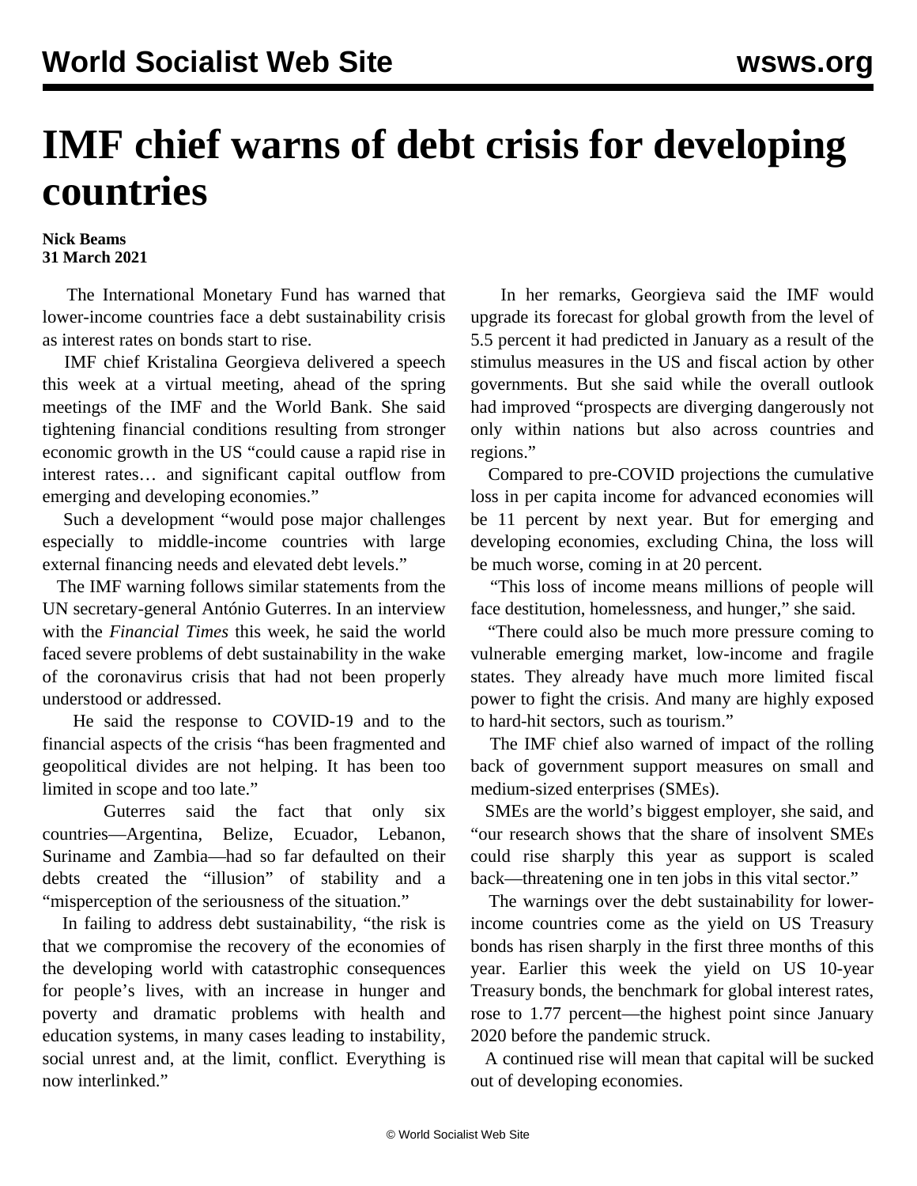# IMF chief warns of debt crisis for developing countries

**Nick Beams**
**31 March 2021**

The International Monetary Fund has warned that lower-income countries face a debt sustainability crisis as interest rates on bonds start to rise.

IMF chief Kristalina Georgieva delivered a speech this week at a virtual meeting, ahead of the spring meetings of the IMF and the World Bank. She said tightening financial conditions resulting from stronger economic growth in the US "could cause a rapid rise in interest rates… and significant capital outflow from emerging and developing economies."

Such a development "would pose major challenges especially to middle-income countries with large external financing needs and elevated debt levels."

The IMF warning follows similar statements from the UN secretary-general António Guterres. In an interview with the *Financial Times* this week, he said the world faced severe problems of debt sustainability in the wake of the coronavirus crisis that had not been properly understood or addressed.

He said the response to COVID-19 and to the financial aspects of the crisis "has been fragmented and geopolitical divides are not helping. It has been too limited in scope and too late."

Guterres said the fact that only six countries—Argentina, Belize, Ecuador, Lebanon, Suriname and Zambia—had so far defaulted on their debts created the "illusion" of stability and a "misperception of the seriousness of the situation."

In failing to address debt sustainability, "the risk is that we compromise the recovery of the economies of the developing world with catastrophic consequences for people's lives, with an increase in hunger and poverty and dramatic problems with health and education systems, in many cases leading to instability, social unrest and, at the limit, conflict. Everything is now interlinked."

In her remarks, Georgieva said the IMF would upgrade its forecast for global growth from the level of 5.5 percent it had predicted in January as a result of the stimulus measures in the US and fiscal action by other governments. But she said while the overall outlook had improved "prospects are diverging dangerously not only within nations but also across countries and regions."

Compared to pre-COVID projections the cumulative loss in per capita income for advanced economies will be 11 percent by next year. But for emerging and developing economies, excluding China, the loss will be much worse, coming in at 20 percent.

"This loss of income means millions of people will face destitution, homelessness, and hunger," she said.

"There could also be much more pressure coming to vulnerable emerging market, low-income and fragile states. They already have much more limited fiscal power to fight the crisis. And many are highly exposed to hard-hit sectors, such as tourism."

The IMF chief also warned of impact of the rolling back of government support measures on small and medium-sized enterprises (SMEs).

SMEs are the world's biggest employer, she said, and "our research shows that the share of insolvent SMEs could rise sharply this year as support is scaled back—threatening one in ten jobs in this vital sector."

The warnings over the debt sustainability for lower-income countries come as the yield on US Treasury bonds has risen sharply in the first three months of this year. Earlier this week the yield on US 10-year Treasury bonds, the benchmark for global interest rates, rose to 1.77 percent—the highest point since January 2020 before the pandemic struck.

A continued rise will mean that capital will be sucked out of developing economies.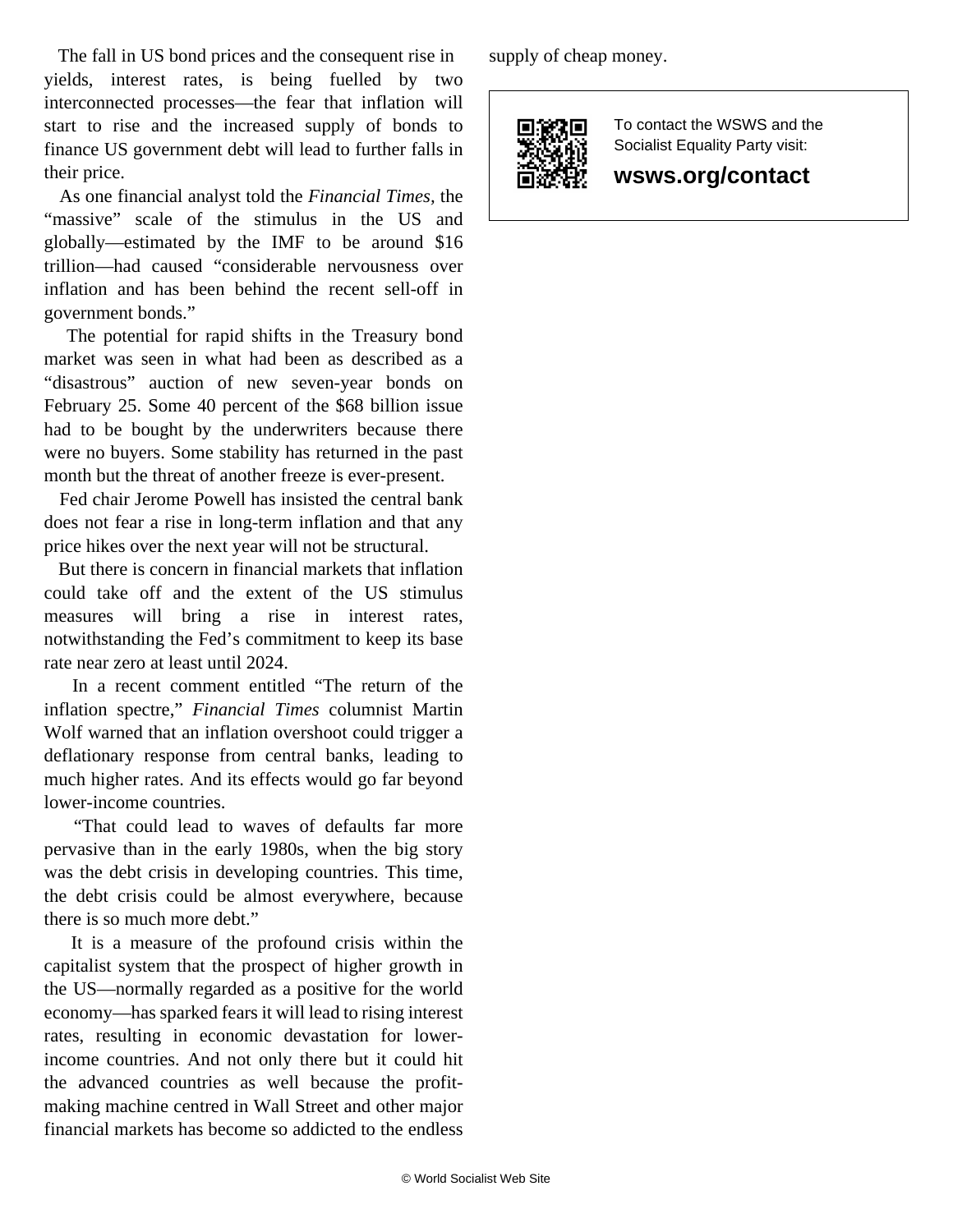The fall in US bond prices and the consequent rise in yields, interest rates, is being fuelled by two interconnected processes—the fear that inflation will start to rise and the increased supply of bonds to finance US government debt will lead to further falls in their price.

As one financial analyst told the *Financial Times*, the "massive" scale of the stimulus in the US and globally—estimated by the IMF to be around $16 trillion—had caused "considerable nervousness over inflation and has been behind the recent sell-off in government bonds."

The potential for rapid shifts in the Treasury bond market was seen in what had been as described as a "disastrous" auction of new seven-year bonds on February 25. Some 40 percent of the $68 billion issue had to be bought by the underwriters because there were no buyers. Some stability has returned in the past month but the threat of another freeze is ever-present.

Fed chair Jerome Powell has insisted the central bank does not fear a rise in long-term inflation and that any price hikes over the next year will not be structural.

But there is concern in financial markets that inflation could take off and the extent of the US stimulus measures will bring a rise in interest rates, notwithstanding the Fed's commitment to keep its base rate near zero at least until 2024.

In a recent comment entitled "The return of the inflation spectre," *Financial Times* columnist Martin Wolf warned that an inflation overshoot could trigger a deflationary response from central banks, leading to much higher rates. And its effects would go far beyond lower-income countries.

"That could lead to waves of defaults far more pervasive than in the early 1980s, when the big story was the debt crisis in developing countries. This time, the debt crisis could be almost everywhere, because there is so much more debt."

It is a measure of the profound crisis within the capitalist system that the prospect of higher growth in the US—normally regarded as a positive for the world economy—has sparked fears it will lead to rising interest rates, resulting in economic devastation for lower-income countries. And not only there but it could hit the advanced countries as well because the profit-making machine centred in Wall Street and other major financial markets has become so addicted to the endless supply of cheap money.

To contact the WSWS and the Socialist Equality Party visit:

**wsws.org/contact**